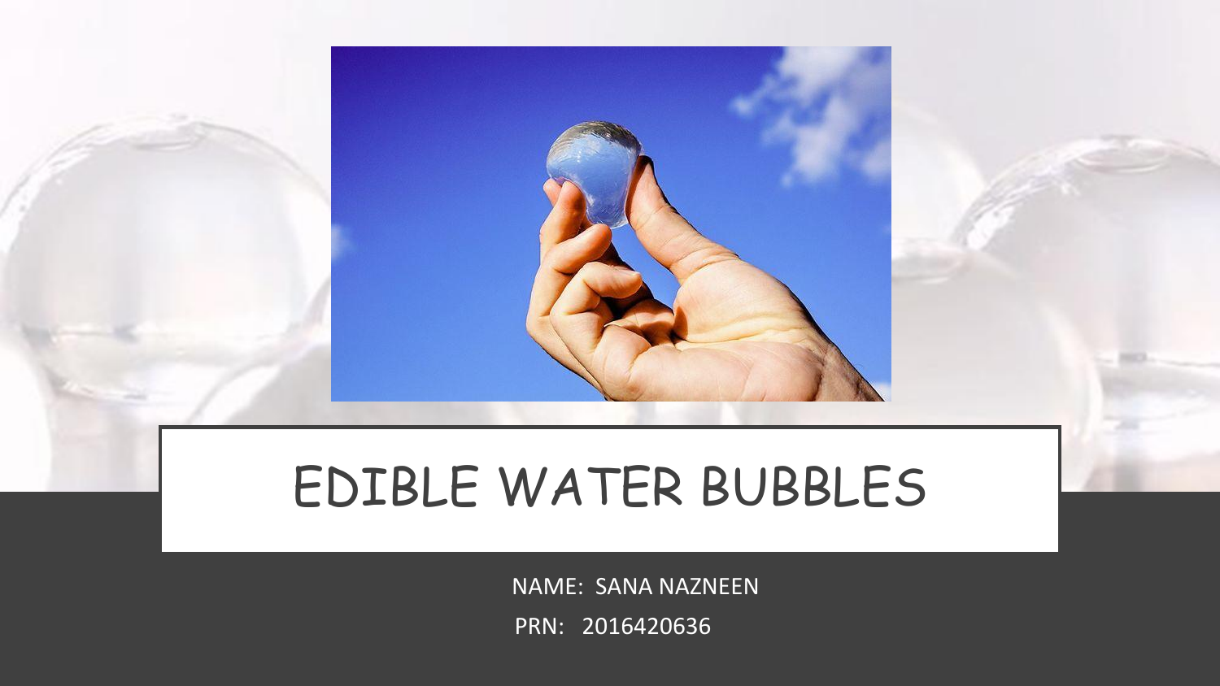# EDIBLE WATER BUBBLES

NAME: SANA NAZNEEN

PRN: 2016420636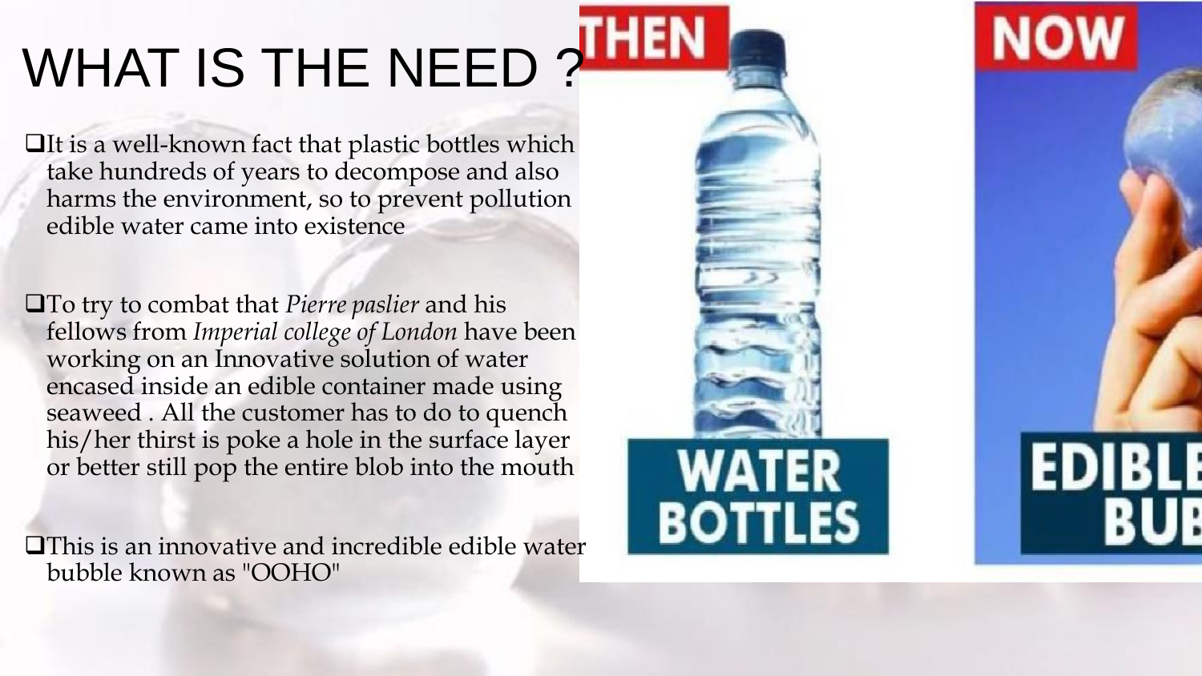# WHAT IS THE NEED ?

- It is a well-known fact that plastic bottles which take hundreds of years to decompose and also harms the environment, so to prevent pollution edible water came into existence

- To try to combat that *Pierre paslier* and his fellows from *Imperial college of London* have been working on an Innovative solution of water encased inside an edible container made using seaweed . All the customer has to do to quench his/her thirst is poke a hole in the surface layer or better still pop the entire blob into the mouth

- This is an innovative and incredible edible water bubble known as "OOHO"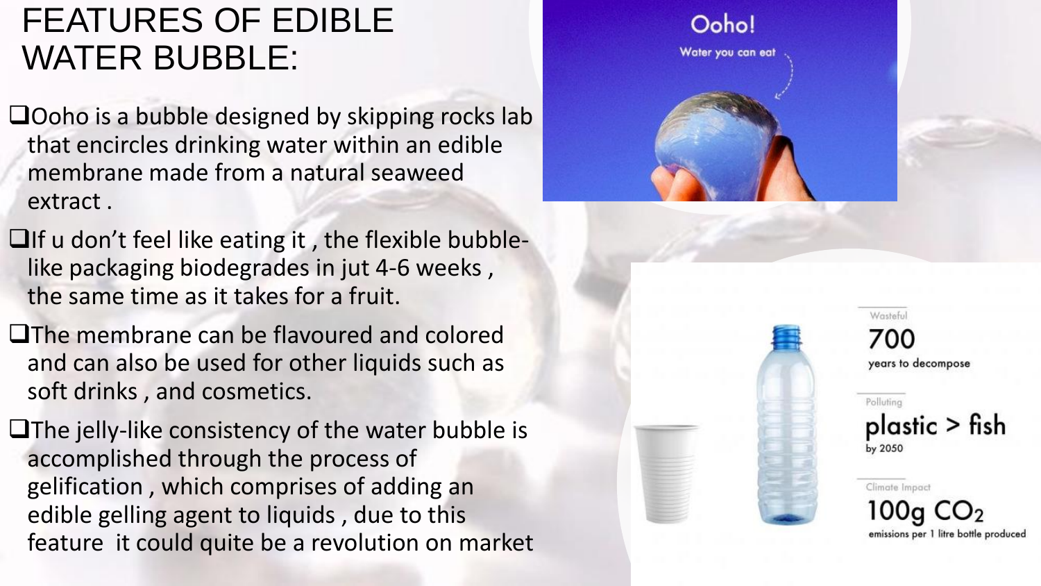# FEATURES OF EDIBLE WATER BUBBLE:

- Ooho is a bubble designed by skipping rocks lab that encircles drinking water within an edible membrane made from a natural seaweed extract .
- If u don't feel like eating it , the flexible bubble-like packaging biodegrades in jut 4-6 weeks , the same time as it takes for a fruit.
- The membrane can be flavoured and colored and can also be used for other liquids such as soft drinks , and cosmetics.
- The jelly-like consistency of the water bubble is accomplished through the process of gelification , which comprises of adding an edible gelling agent to liquids , due to this feature it could quite be a revolution on market

Ooho!

Water you can eat

Wasteful

700

years to decompose

Polluting

plastic > fish

by 2050

Climate Impact

100g $CO_2$

emissions per 1 litre bottle produced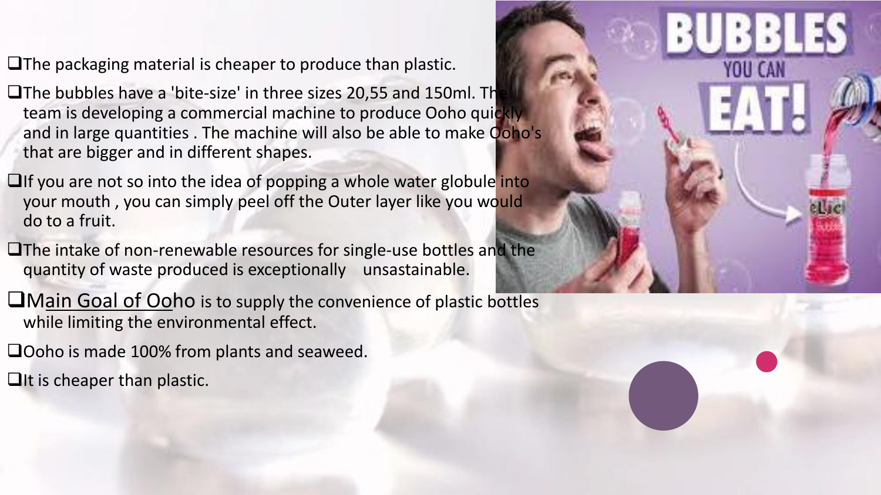- The packaging material is cheaper to produce than plastic.
- The bubbles have a 'bite-size' in three sizes 20,55 and 150ml. The team is developing a commercial machine to produce Ooho quickly and in large quantities . The machine will also be able to make Ooho's that are bigger and in different shapes.
- If you are not so into the idea of popping a whole water globule into your mouth , you can simply peel off the Outer layer like you would do to a fruit.
- The intake of non-renewable resources for single-use bottles and the quantity of waste produced is exceptionally unsustainable.
- Main Goal of Ooho is to supply the convenience of plastic bottles while limiting the environmental effect.
- Ooho is made 100% from plants and seaweed.
- It is cheaper than plastic.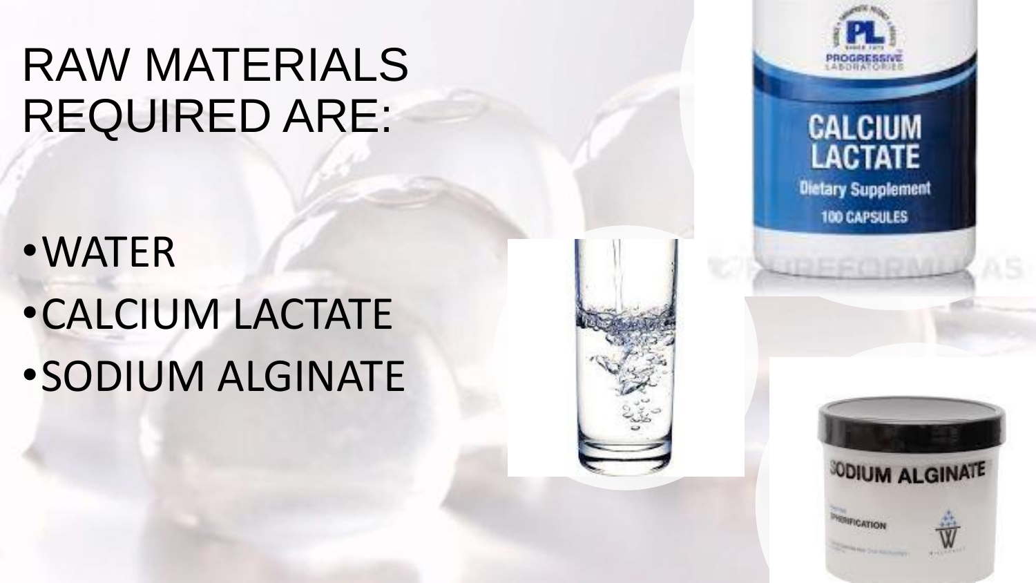# RAW MATERIALS REQUIRED ARE:

- WATER
- CALCIUM LACTATE
- SODIUM ALGINATE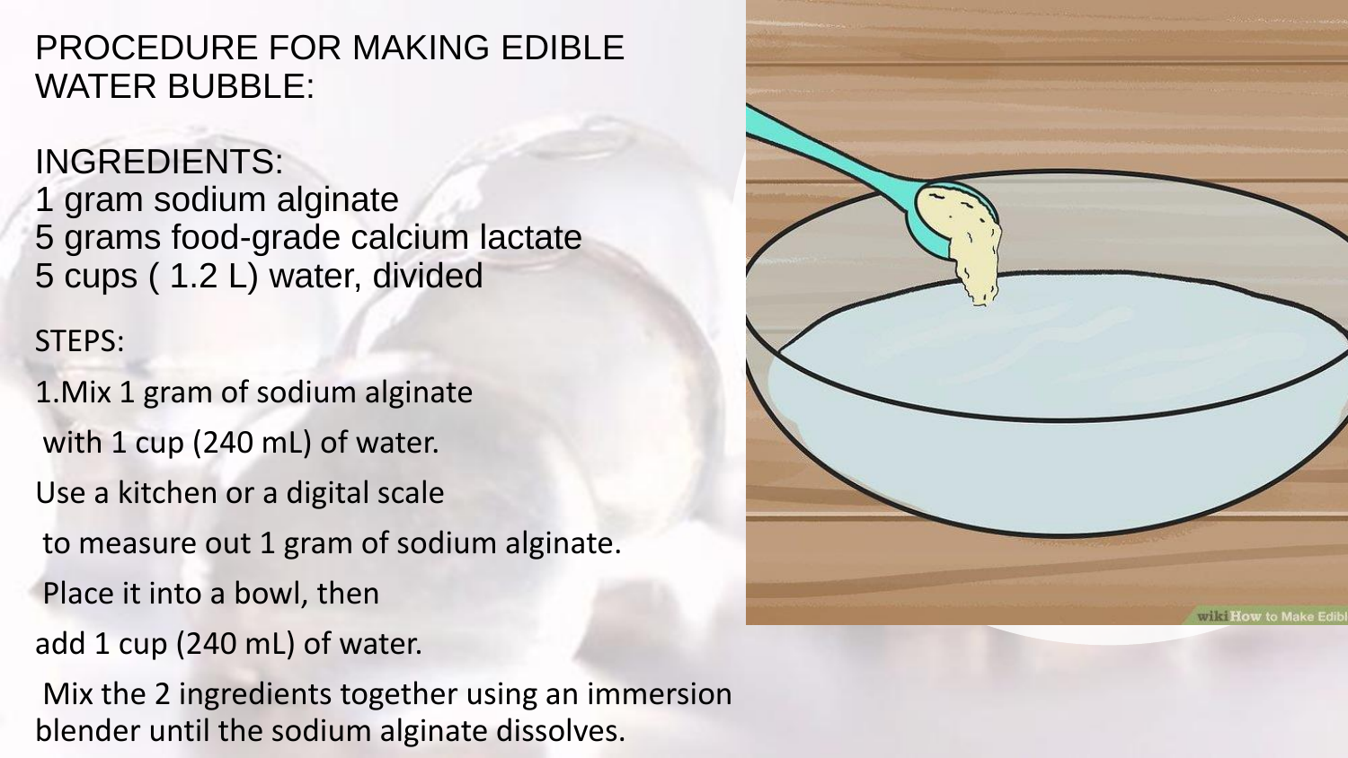# PROCEDURE FOR MAKING EDIBLE WATER BUBBLE:

## INGREDIENTS:

1 gram sodium alginate
5 grams food-grade calcium lactate
5 cups ( 1.2 L) water, divided

## STEPS:

1.Mix 1 gram of sodium alginate with 1 cup (240 mL) of water.

Use a kitchen or a digital scale to measure out 1 gram of sodium alginate.

Place it into a bowl, then add 1 cup (240 mL) of water.

Mix the 2 ingredients together using an immersion blender until the sodium alginate dissolves.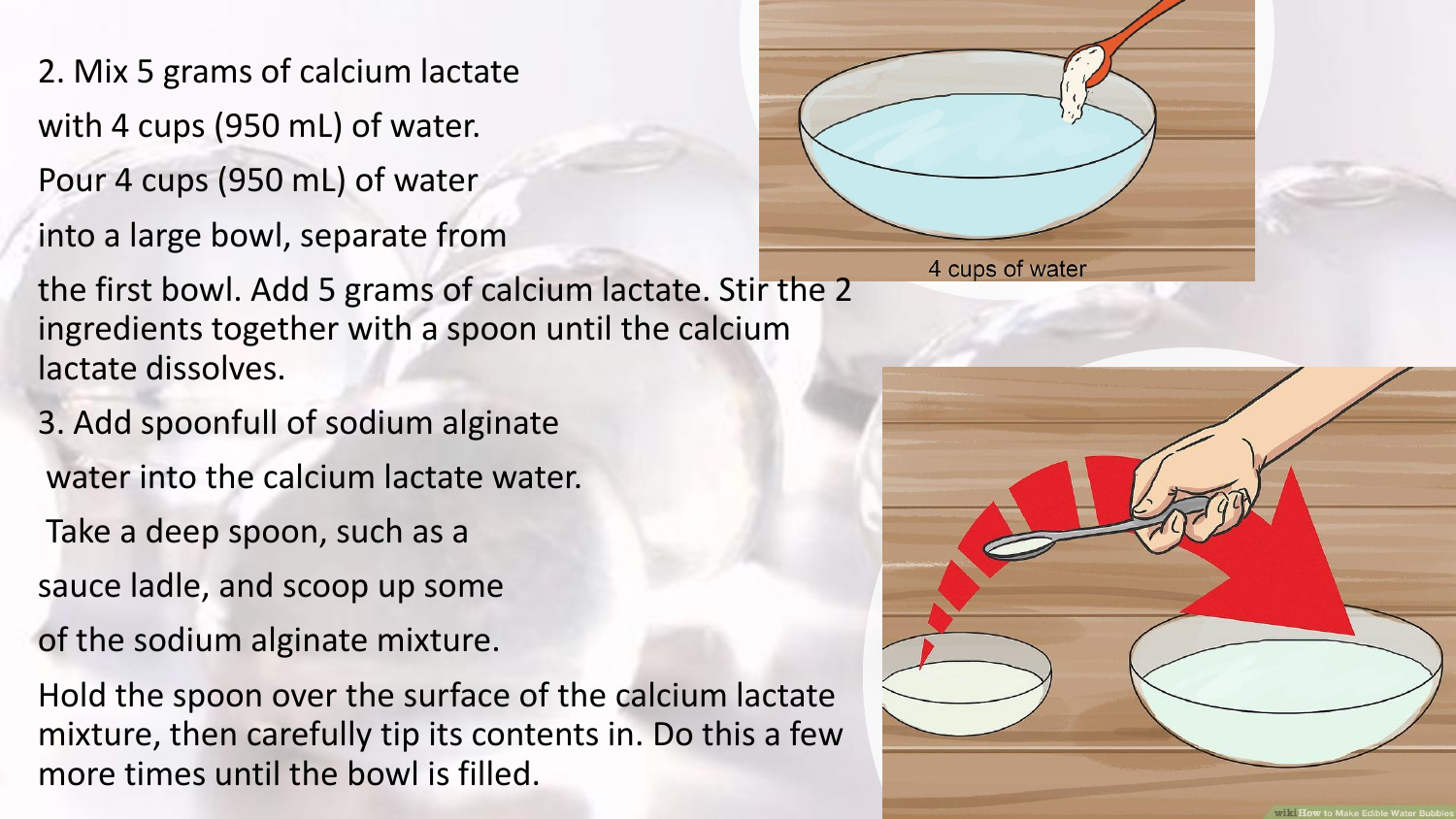2. Mix 5 grams of calcium lactate with 4 cups (950 mL) of water. Pour 4 cups (950 mL) of water into a large bowl, separate from the first bowl. Add 5 grams of calcium lactate. Stir the 2 ingredients together with a spoon until the calcium lactate dissolves.

3. Add spoonfull of sodium alginate water into the calcium lactate water. Take a deep spoon, such as a sauce ladle, and scoop up some of the sodium alginate mixture.

Hold the spoon over the surface of the calcium lactate mixture, then carefully tip its contents in. Do this a few more times until the bowl is filled.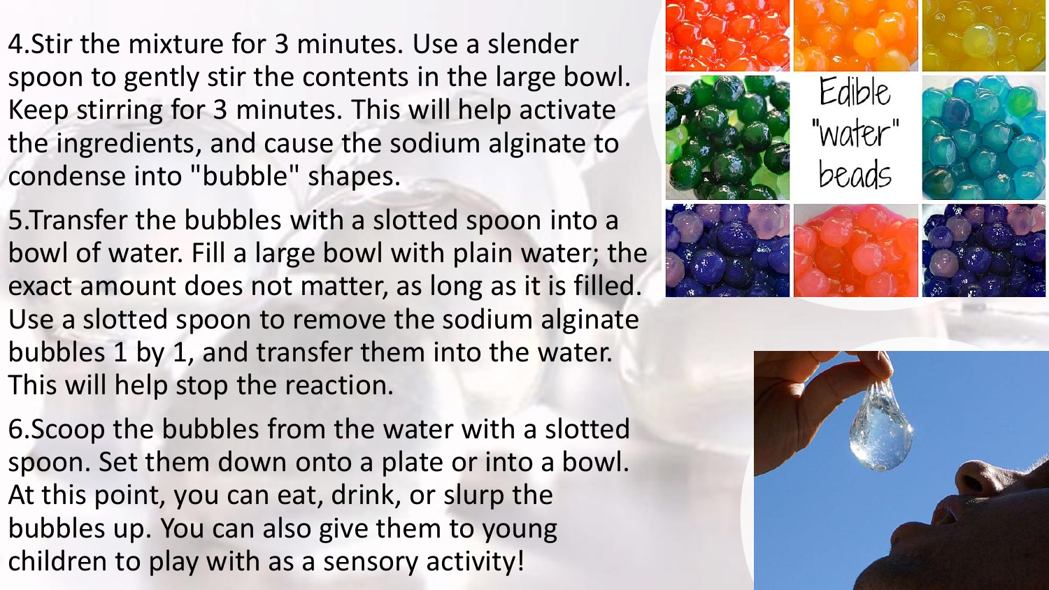4. Stir the mixture for 3 minutes. Use a slender spoon to gently stir the contents in the large bowl. Keep stirring for 3 minutes. This will help activate the ingredients, and cause the sodium alginate to condense into "bubble" shapes.

5. Transfer the bubbles with a slotted spoon into a bowl of water. Fill a large bowl with plain water; the exact amount does not matter, as long as it is filled. Use a slotted spoon to remove the sodium alginate bubbles 1 by 1, and transfer them into the water. This will help stop the reaction.

6. Scoop the bubbles from the water with a slotted spoon. Set them down onto a plate or into a bowl. At this point, you can eat, drink, or slurp the bubbles up. You can also give them to young children to play with as a sensory activity!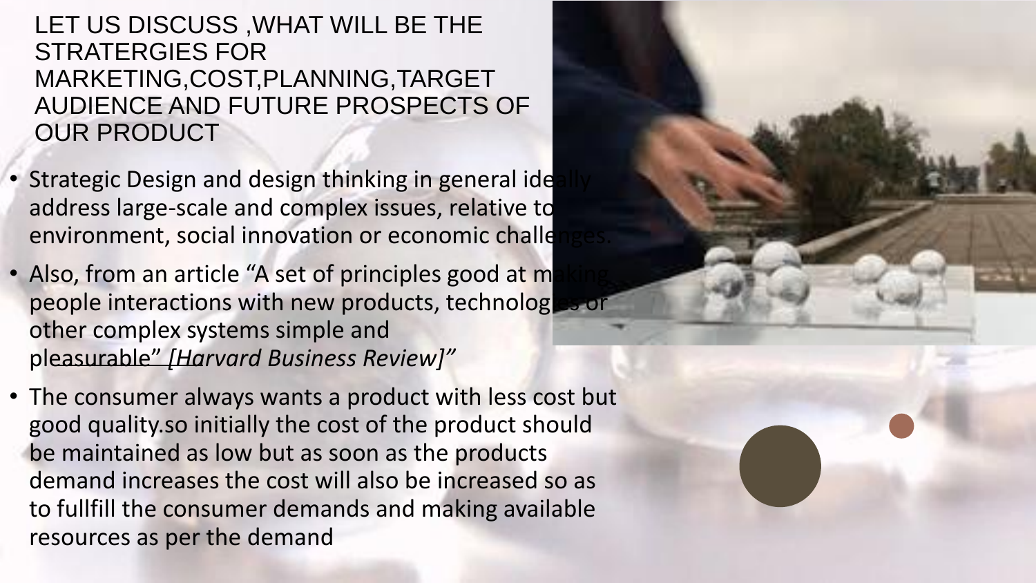# LET US DISCUSS ,WHAT WILL BE THE STRATERGIES FOR MARKETING,COST,PLANNING,TARGET AUDIENCE AND FUTURE PROSPECTS OF OUR PRODUCT

- Strategic Design and design thinking in general ideally address large-scale and complex issues, relative to environment, social innovation or economic challenges.
- Also, from an article "A set of principles good at making people interactions with new products, technologies or other complex systems simple and pleasurable" *[Harvard Business Review]"*
- The consumer always wants a product with less cost but good quality.so initially the cost of the product should be maintained as low but as soon as the products demand increases the cost will also be increased so as to fullfill the consumer demands and making available resources as per the demand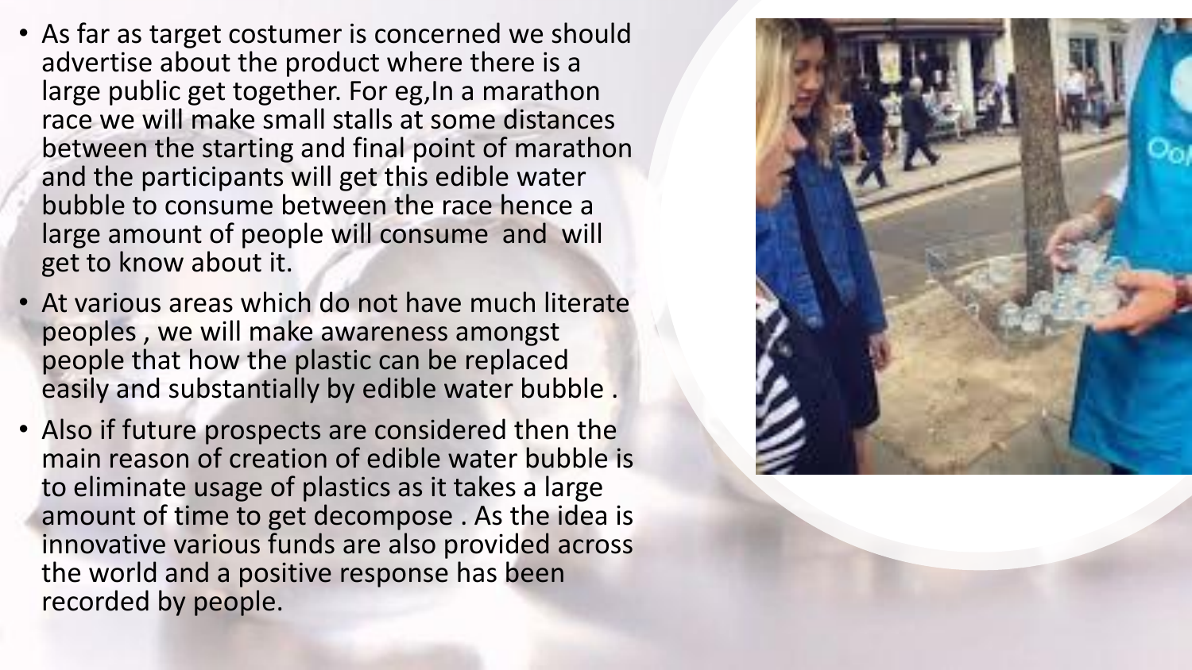- As far as target costumer is concerned we should advertise about the product where there is a large public get together. For eg,In a marathon race we will make small stalls at some distances between the starting and final point of marathon and the participants will get this edible water bubble to consume between the race hence a large amount of people will consume and will get to know about it.
- At various areas which do not have much literate peoples , we will make awareness amongst people that how the plastic can be replaced easily and substantially by edible water bubble .
- Also if future prospects are considered then the main reason of creation of edible water bubble is to eliminate usage of plastics as it takes a large amount of time to get decompose . As the idea is innovative various funds are also provided across the world and a positive response has been recorded by people.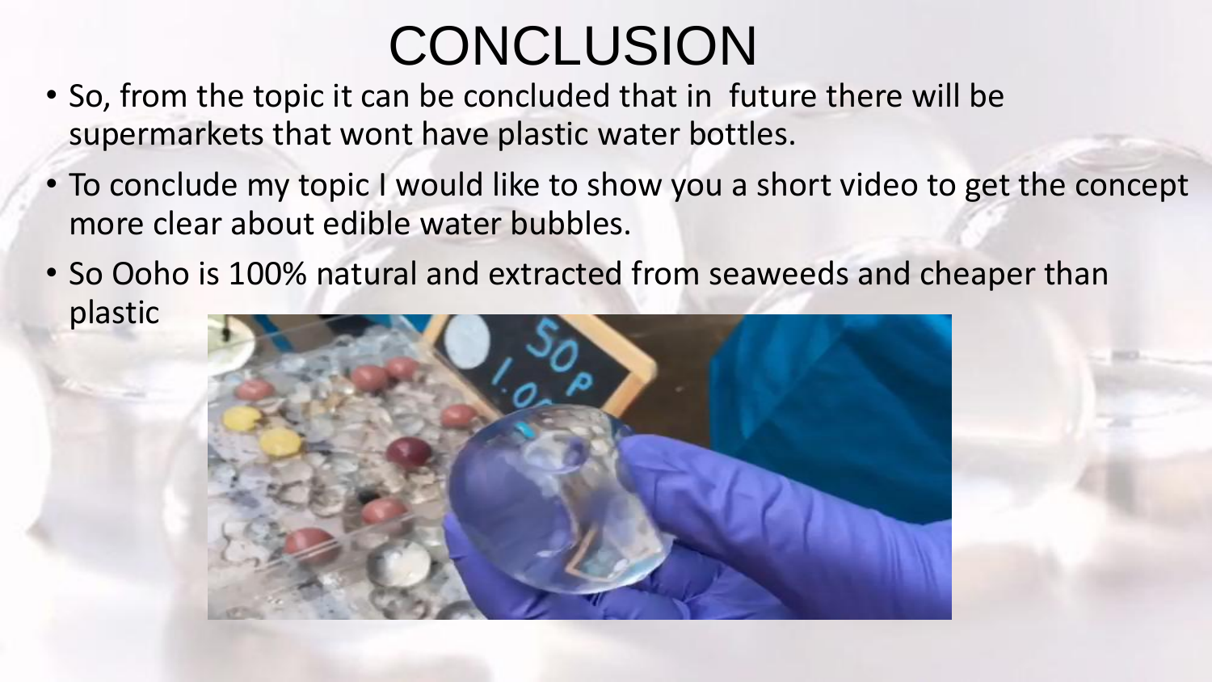# CONCLUSION

- So, from the topic it can be concluded that in future there will be supermarkets that wont have plastic water bottles.
- To conclude my topic I would like to show you a short video to get the concept more clear about edible water bubbles.
- So Ooho is 100% natural and extracted from seaweeds and cheaper than plastic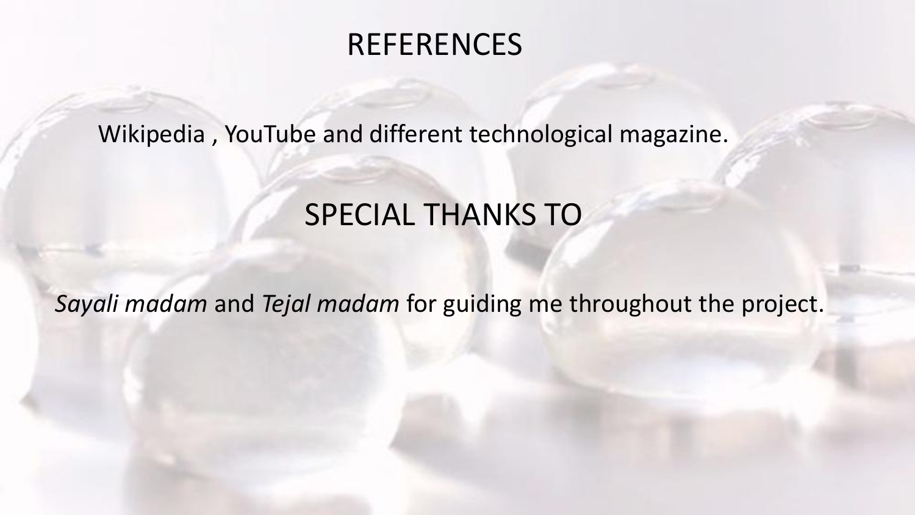# REFERENCES

Wikipedia , YouTube and different technological magazine.

# SPECIAL THANKS TO

*Sayali madam* and *Tejal madam* for guiding me throughout the project.